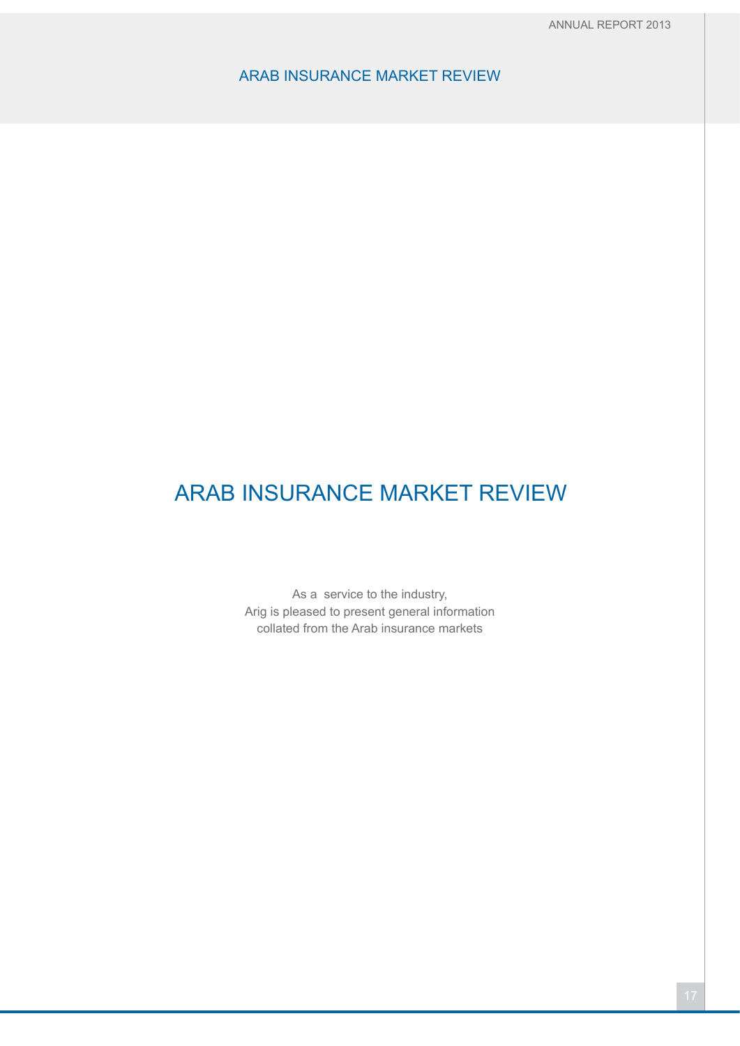# ARAB INSURANCE MARKET REVIEW

As a service to the industry,
Arig is pleased to present general information
collated from the Arab insurance markets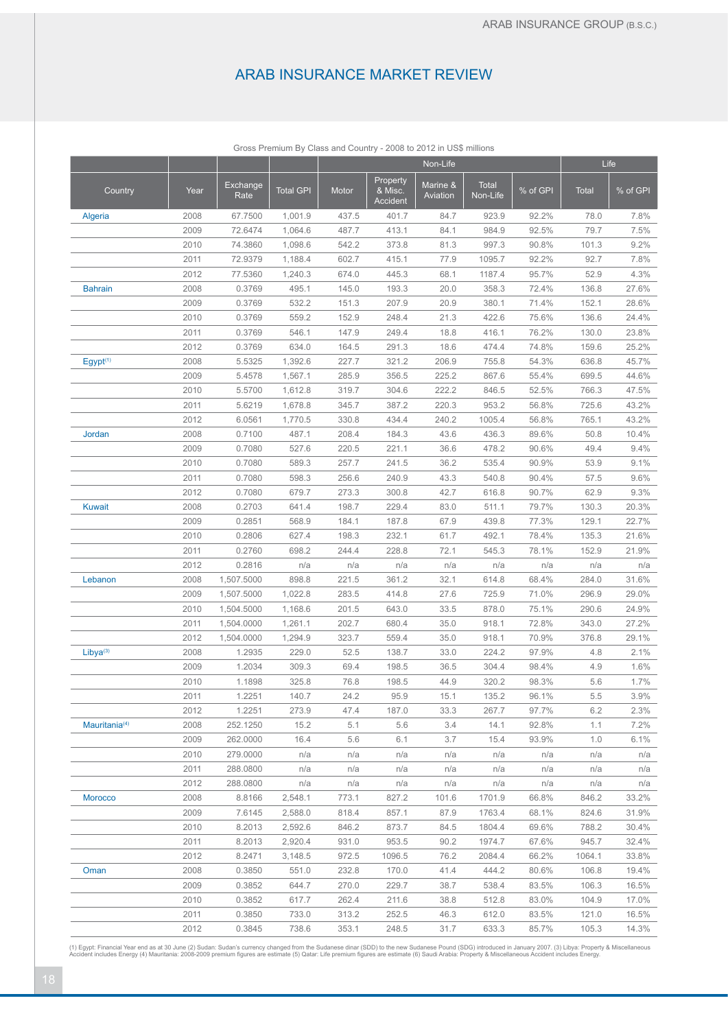## ARAB INSURANCE MARKET REVIEW

Gross Premium By Class and Country - 2008 to 2012 in US$ millions

| | | | | Non-Life | | | | | Life | |
|---|---|---|---|---|---|---|---|---|---|---|
| Country | Year | Exchange Rate | Total GPI | Motor | Property & Misc. Accident | Marine & Aviation | Total Non-Life | % of GPI | Total | % of GPI |
| Algeria | 2008 | 67.7500 | 1,001.9 | 437.5 | 401.7 | 84.7 | 923.9 | 92.2% | 78.0 | 7.8% |
| | 2009 | 72.6474 | 1,064.6 | 487.7 | 413.1 | 84.1 | 984.9 | 92.5% | 79.7 | 7.5% |
| | 2010 | 74.3860 | 1,098.6 | 542.2 | 373.8 | 81.3 | 997.3 | 90.8% | 101.3 | 9.2% |
| | 2011 | 72.9379 | 1,188.4 | 602.7 | 415.1 | 77.9 | 1095.7 | 92.2% | 92.7 | 7.8% |
| | 2012 | 77.5360 | 1,240.3 | 674.0 | 445.3 | 68.1 | 1187.4 | 95.7% | 52.9 | 4.3% |
| Bahrain | 2008 | 0.3769 | 495.1 | 145.0 | 193.3 | 20.0 | 358.3 | 72.4% | 136.8 | 27.6% |
| | 2009 | 0.3769 | 532.2 | 151.3 | 207.9 | 20.9 | 380.1 | 71.4% | 152.1 | 28.6% |
| | 2010 | 0.3769 | 559.2 | 152.9 | 248.4 | 21.3 | 422.6 | 75.6% | 136.6 | 24.4% |
| | 2011 | 0.3769 | 546.1 | 147.9 | 249.4 | 18.8 | 416.1 | 76.2% | 130.0 | 23.8% |
| | 2012 | 0.3769 | 634.0 | 164.5 | 291.3 | 18.6 | 474.4 | 74.8% | 159.6 | 25.2% |
| Egypt(1) | 2008 | 5.5325 | 1,392.6 | 227.7 | 321.2 | 206.9 | 755.8 | 54.3% | 636.8 | 45.7% |
| | 2009 | 5.4578 | 1,567.1 | 285.9 | 356.5 | 225.2 | 867.6 | 55.4% | 699.5 | 44.6% |
| | 2010 | 5.5700 | 1,612.8 | 319.7 | 304.6 | 222.2 | 846.5 | 52.5% | 766.3 | 47.5% |
| | 2011 | 5.6219 | 1,678.8 | 345.7 | 387.2 | 220.3 | 953.2 | 56.8% | 725.6 | 43.2% |
| | 2012 | 6.0561 | 1,770.5 | 330.8 | 434.4 | 240.2 | 1005.4 | 56.8% | 765.1 | 43.2% |
| Jordan | 2008 | 0.7100 | 487.1 | 208.4 | 184.3 | 43.6 | 436.3 | 89.6% | 50.8 | 10.4% |
| | 2009 | 0.7080 | 527.6 | 220.5 | 221.1 | 36.6 | 478.2 | 90.6% | 49.4 | 9.4% |
| | 2010 | 0.7080 | 589.3 | 257.7 | 241.5 | 36.2 | 535.4 | 90.9% | 53.9 | 9.1% |
| | 2011 | 0.7080 | 598.3 | 256.6 | 240.9 | 43.3 | 540.8 | 90.4% | 57.5 | 9.6% |
| | 2012 | 0.7080 | 679.7 | 273.3 | 300.8 | 42.7 | 616.8 | 90.7% | 62.9 | 9.3% |
| Kuwait | 2008 | 0.2703 | 641.4 | 198.7 | 229.4 | 83.0 | 511.1 | 79.7% | 130.3 | 20.3% |
| | 2009 | 0.2851 | 568.9 | 184.1 | 187.8 | 67.9 | 439.8 | 77.3% | 129.1 | 22.7% |
| | 2010 | 0.2806 | 627.4 | 198.3 | 232.1 | 61.7 | 492.1 | 78.4% | 135.3 | 21.6% |
| | 2011 | 0.2760 | 698.2 | 244.4 | 228.8 | 72.1 | 545.3 | 78.1% | 152.9 | 21.9% |
| | 2012 | 0.2816 | n/a | n/a | n/a | n/a | n/a | n/a | n/a | n/a |
| Lebanon | 2008 | 1,507.5000 | 898.8 | 221.5 | 361.2 | 32.1 | 614.8 | 68.4% | 284.0 | 31.6% |
| | 2009 | 1,507.5000 | 1,022.8 | 283.5 | 414.8 | 27.6 | 725.9 | 71.0% | 296.9 | 29.0% |
| | 2010 | 1,504.5000 | 1,168.6 | 201.5 | 643.0 | 33.5 | 878.0 | 75.1% | 290.6 | 24.9% |
| | 2011 | 1,504.0000 | 1,261.1 | 202.7 | 680.4 | 35.0 | 918.1 | 72.8% | 343.0 | 27.2% |
| | 2012 | 1,504.0000 | 1,294.9 | 323.7 | 559.4 | 35.0 | 918.1 | 70.9% | 376.8 | 29.1% |
| Libya(3) | 2008 | 1.2935 | 229.0 | 52.5 | 138.7 | 33.0 | 224.2 | 97.9% | 4.8 | 2.1% |
| | 2009 | 1.2034 | 309.3 | 69.4 | 198.5 | 36.5 | 304.4 | 98.4% | 4.9 | 1.6% |
| | 2010 | 1.1898 | 325.8 | 76.8 | 198.5 | 44.9 | 320.2 | 98.3% | 5.6 | 1.7% |
| | 2011 | 1.2251 | 140.7 | 24.2 | 95.9 | 15.1 | 135.2 | 96.1% | 5.5 | 3.9% |
| | 2012 | 1.2251 | 273.9 | 47.4 | 187.0 | 33.3 | 267.7 | 97.7% | 6.2 | 2.3% |
| Mauritania(4) | 2008 | 252.1250 | 15.2 | 5.1 | 5.6 | 3.4 | 14.1 | 92.8% | 1.1 | 7.2% |
| | 2009 | 262.0000 | 16.4 | 5.6 | 6.1 | 3.7 | 15.4 | 93.9% | 1.0 | 6.1% |
| | 2010 | 279.0000 | n/a | n/a | n/a | n/a | n/a | n/a | n/a | n/a |
| | 2011 | 288.0800 | n/a | n/a | n/a | n/a | n/a | n/a | n/a | n/a |
| | 2012 | 288.0800 | n/a | n/a | n/a | n/a | n/a | n/a | n/a | n/a |
| Morocco | 2008 | 8.8166 | 2,548.1 | 773.1 | 827.2 | 101.6 | 1701.9 | 66.8% | 846.2 | 33.2% |
| | 2009 | 7.6145 | 2,588.0 | 818.4 | 857.1 | 87.9 | 1763.4 | 68.1% | 824.6 | 31.9% |
| | 2010 | 8.2013 | 2,592.6 | 846.2 | 873.7 | 84.5 | 1804.4 | 69.6% | 788.2 | 30.4% |
| | 2011 | 8.2013 | 2,920.4 | 931.0 | 953.5 | 90.2 | 1974.7 | 67.6% | 945.7 | 32.4% |
| | 2012 | 8.2471 | 3,148.5 | 972.5 | 1096.5 | 76.2 | 2084.4 | 66.2% | 1064.1 | 33.8% |
| Oman | 2008 | 0.3850 | 551.0 | 232.8 | 170.0 | 41.4 | 444.2 | 80.6% | 106.8 | 19.4% |
| | 2009 | 0.3852 | 644.7 | 270.0 | 229.7 | 38.7 | 538.4 | 83.5% | 106.3 | 16.5% |
| | 2010 | 0.3852 | 617.7 | 262.4 | 211.6 | 38.8 | 512.8 | 83.0% | 104.9 | 17.0% |
| | 2011 | 0.3850 | 733.0 | 313.2 | 252.5 | 46.3 | 612.0 | 83.5% | 121.0 | 16.5% |
| | 2012 | 0.3845 | 738.6 | 353.1 | 248.5 | 31.7 | 633.3 | 85.7% | 105.3 | 14.3% |

(1) Egypt: Financial Year end as at 30 June (2) Sudan: Sudan's currency changed from the Sudanese dinar (SDD) to the new Sudanese Pound (SDG) introduced in January 2007. (3) Libya: Property & Miscellaneous Accident includes Energy (4) Mauritania: 2008-2009 premium figures are estimate (5) Qatar: Life premium figures are estimate (6) Saudi Arabia: Property & Miscellaneous Accident includes Energy.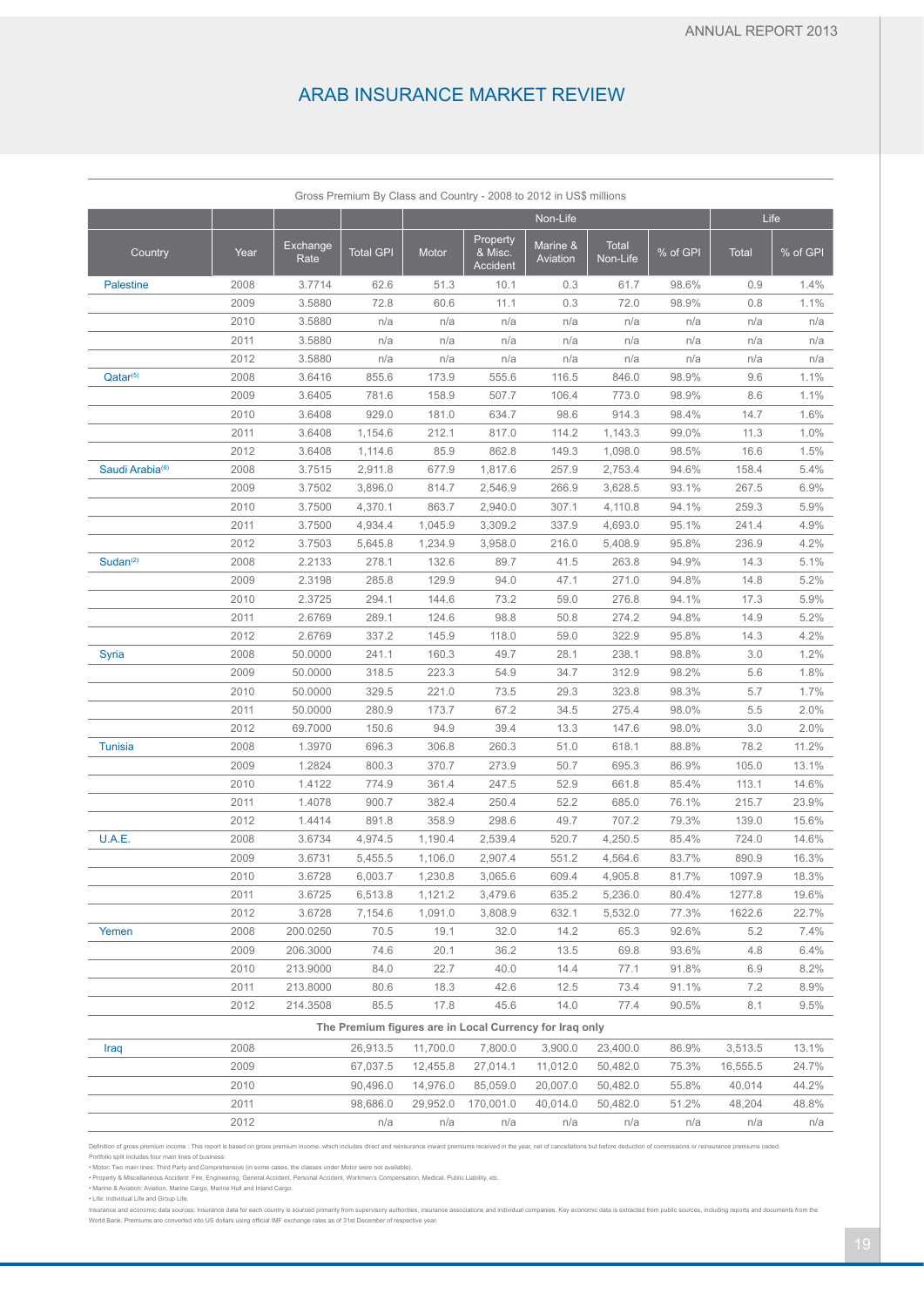# ARAB INSURANCE MARKET REVIEW

Gross Premium By Class and Country - 2008 to 2012 in US$ millions

| Country | Year | Exchange Rate | Total GPI | Non-Life | | | | | Life | |
|---|---|---|---|---|---|---|---|---|---|---|
| | | | | Motor | Property & Misc. Accident | Marine & Aviation | Total Non-Life | % of GPI | Total | % of GPI |
| Palestine | 2008 | 3.7714 | 62.6 | 51.3 | 10.1 | 0.3 | 61.7 | 98.6% | 0.9 | 1.4% |
| | 2009 | 3.5880 | 72.8 | 60.6 | 11.1 | 0.3 | 72.0 | 98.9% | 0.8 | 1.1% |
| | 2010 | 3.5880 | n/a | n/a | n/a | n/a | n/a | n/a | n/a | n/a |
| | 2011 | 3.5880 | n/a | n/a | n/a | n/a | n/a | n/a | n/a | n/a |
| | 2012 | 3.5880 | n/a | n/a | n/a | n/a | n/a | n/a | n/a | n/a |
| Qatar[5] | 2008 | 3.6416 | 855.6 | 173.9 | 555.6 | 116.5 | 846.0 | 98.9% | 9.6 | 1.1% |
| | 2009 | 3.6405 | 781.6 | 158.9 | 507.7 | 106.4 | 773.0 | 98.9% | 8.6 | 1.1% |
| | 2010 | 3.6408 | 929.0 | 181.0 | 634.7 | 98.6 | 914.3 | 98.4% | 14.7 | 1.6% |
| | 2011 | 3.6408 | 1,154.6 | 212.1 | 817.0 | 114.2 | 1,143.3 | 99.0% | 11.3 | 1.0% |
| | 2012 | 3.6408 | 1,114.6 | 85.9 | 862.8 | 149.3 | 1,098.0 | 98.5% | 16.6 | 1.5% |
| Saudi Arabia[6] | 2008 | 3.7515 | 2,911.8 | 677.9 | 1,817.6 | 257.9 | 2,753.4 | 94.6% | 158.4 | 5.4% |
| | 2009 | 3.7502 | 3,896.0 | 814.7 | 2,546.9 | 266.9 | 3,628.5 | 93.1% | 267.5 | 6.9% |
| | 2010 | 3.7500 | 4,370.1 | 863.7 | 2,940.0 | 307.1 | 4,110.8 | 94.1% | 259.3 | 5.9% |
| | 2011 | 3.7500 | 4,934.4 | 1,045.9 | 3,309.2 | 337.9 | 4,693.0 | 95.1% | 241.4 | 4.9% |
| | 2012 | 3.7503 | 5,645.8 | 1,234.9 | 3,958.0 | 216.0 | 5,408.9 | 95.8% | 236.9 | 4.2% |
| Sudan[2] | 2008 | 2.2133 | 278.1 | 132.6 | 89.7 | 41.5 | 263.8 | 94.9% | 14.3 | 5.1% |
| | 2009 | 2.3198 | 285.8 | 129.9 | 94.0 | 47.1 | 271.0 | 94.8% | 14.8 | 5.2% |
| | 2010 | 2.3725 | 294.1 | 144.6 | 73.2 | 59.0 | 276.8 | 94.1% | 17.3 | 5.9% |
| | 2011 | 2.6769 | 289.1 | 124.6 | 98.8 | 50.8 | 274.2 | 94.8% | 14.9 | 5.2% |
| | 2012 | 2.6769 | 337.2 | 145.9 | 118.0 | 59.0 | 322.9 | 95.8% | 14.3 | 4.2% |
| Syria | 2008 | 50.0000 | 241.1 | 160.3 | 49.7 | 28.1 | 238.1 | 98.8% | 3.0 | 1.2% |
| | 2009 | 50.0000 | 318.5 | 223.3 | 54.9 | 34.7 | 312.9 | 98.2% | 5.6 | 1.8% |
| | 2010 | 50.0000 | 329.5 | 221.0 | 73.5 | 29.3 | 323.8 | 98.3% | 5.7 | 1.7% |
| | 2011 | 50.0000 | 280.9 | 173.7 | 67.2 | 34.5 | 275.4 | 98.0% | 5.5 | 2.0% |
| | 2012 | 69.7000 | 150.6 | 94.9 | 39.4 | 13.3 | 147.6 | 98.0% | 3.0 | 2.0% |
| Tunisia | 2008 | 1.3970 | 696.3 | 306.8 | 260.3 | 51.0 | 618.1 | 88.8% | 78.2 | 11.2% |
| | 2009 | 1.2824 | 800.3 | 370.7 | 273.9 | 50.7 | 695.3 | 86.9% | 105.0 | 13.1% |
| | 2010 | 1.4122 | 774.9 | 361.4 | 247.5 | 52.9 | 661.8 | 85.4% | 113.1 | 14.6% |
| | 2011 | 1.4078 | 900.7 | 382.4 | 250.4 | 52.2 | 685.0 | 76.1% | 215.7 | 23.9% |
| | 2012 | 1.4414 | 891.8 | 358.9 | 298.6 | 49.7 | 707.2 | 79.3% | 139.0 | 15.6% |
| U.A.E. | 2008 | 3.6734 | 4,974.5 | 1,190.4 | 2,539.4 | 520.7 | 4,250.5 | 85.4% | 724.0 | 14.6% |
| | 2009 | 3.6731 | 5,455.5 | 1,106.0 | 2,907.4 | 551.2 | 4,564.6 | 83.7% | 890.9 | 16.3% |
| | 2010 | 3.6728 | 6,003.7 | 1,230.8 | 3,065.6 | 609.4 | 4,905.8 | 81.7% | 1097.9 | 18.3% |
| | 2011 | 3.6725 | 6,513.8 | 1,121.2 | 3,479.6 | 635.2 | 5,236.0 | 80.4% | 1277.8 | 19.6% |
| | 2012 | 3.6728 | 7,154.6 | 1,091.0 | 3,808.9 | 632.1 | 5,532.0 | 77.3% | 1622.6 | 22.7% |
| Yemen | 2008 | 200.0250 | 70.5 | 19.1 | 32.0 | 14.2 | 65.3 | 92.6% | 5.2 | 7.4% |
| | 2009 | 206.3000 | 74.6 | 20.1 | 36.2 | 13.5 | 69.8 | 93.6% | 4.8 | 6.4% |
| | 2010 | 213.9000 | 84.0 | 22.7 | 40.0 | 14.4 | 77.1 | 91.8% | 6.9 | 8.2% |
| | 2011 | 213.8000 | 80.6 | 18.3 | 42.6 | 12.5 | 73.4 | 91.1% | 7.2 | 8.9% |
| | 2012 | 214.3508 | 85.5 | 17.8 | 45.6 | 14.0 | 77.4 | 90.5% | 8.1 | 9.5% |
| **The Premium figures are in Local Currency for Iraq only** | | | | | | | | | | |
| Iraq | 2008 | | 26,913.5 | 11,700.0 | 7,800.0 | 3,900.0 | 23,400.0 | 86.9% | 3,513.5 | 13.1% |
| | 2009 | | 67,037.5 | 12,455.8 | 27,014.1 | 11,012.0 | 50,482.0 | 75.3% | 16,555.5 | 24.7% |
| | 2010 | | 90,496.0 | 14,976.0 | 85,059.0 | 20,007.0 | 50,482.0 | 55.8% | 40,014 | 44.2% |
| | 2011 | | 98,686.0 | 29,952.0 | 170,001.0 | 40,014.0 | 50,482.0 | 51.2% | 48,204 | 48.8% |
| | 2012 | | n/a | n/a | n/a | n/a | n/a | n/a | n/a | n/a |

Definition of gross premium income : This report is based on gross premium income, which includes direct and reinsurance inward premiums received in the year, net of cancellations but before deduction of commissions or reinsurance premiums ceded.

Portfolio split includes four main lines of business:

- Motor: Two main lines: Third Party and Comprehensive (in some cases, the classes under Motor were not available).
- Property & Miscellaneous Accident: Fire, Engineering, General Accident, Personal Accident, Workmen's Compensation, Medical, Public Liability, etc.
- Marine & Aviation: Aviation, Marine Cargo, Marine Hull and Inland Cargo.
- Life: Individual Life and Group Life.

Insurance and economic data sources: Insurance data for each country is sourced primarily from supervisory authorities, insurance associations and individual companies. Key economic data is extracted from public sources, including reports and documents from the World Bank. Premiums are converted into US dollars using official IMF exchange rates as of 31st December of respective year.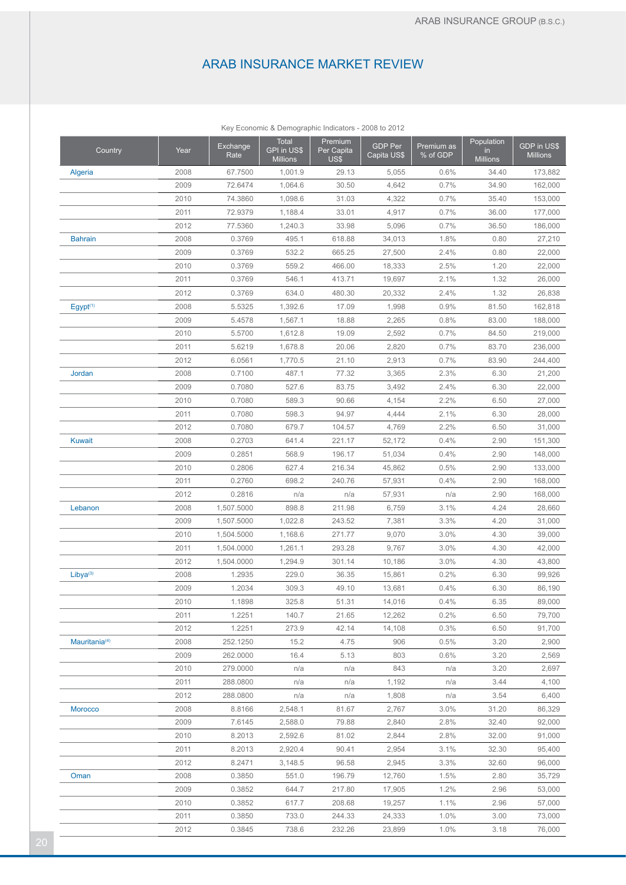# ARAB INSURANCE MARKET REVIEW

Key Economic & Demographic Indicators - 2008 to 2012

| Country | Year | Exchange Rate | Total GPI in US$ Millions | Premium Per Capita US$ | GDP Per Capita US$ | Premium as % of GDP | Population in Millions | GDP in US$ Millions |
|---|---|---|---|---|---|---|---|---|
| Algeria | 2008 | 67.7500 | 1,001.9 | 29.13 | 5,055 | 0.6% | 34.40 | 173,882 |
| | 2009 | 72.6474 | 1,064.6 | 30.50 | 4,642 | 0.7% | 34.90 | 162,000 |
| | 2010 | 74.3860 | 1,098.6 | 31.03 | 4,322 | 0.7% | 35.40 | 153,000 |
| | 2011 | 72.9379 | 1,188.4 | 33.01 | 4,917 | 0.7% | 36.00 | 177,000 |
| | 2012 | 77.5360 | 1,240.3 | 33.98 | 5,096 | 0.7% | 36.50 | 186,000 |
| Bahrain | 2008 | 0.3769 | 495.1 | 618.88 | 34,013 | 1.8% | 0.80 | 27,210 |
| | 2009 | 0.3769 | 532.2 | 665.25 | 27,500 | 2.4% | 0.80 | 22,000 |
| | 2010 | 0.3769 | 559.2 | 466.00 | 18,333 | 2.5% | 1.20 | 22,000 |
| | 2011 | 0.3769 | 546.1 | 413.71 | 19,697 | 2.1% | 1.32 | 26,000 |
| | 2012 | 0.3769 | 634.0 | 480.30 | 20,332 | 2.4% | 1.32 | 26,838 |
| Egypt[1] | 2008 | 5.5325 | 1,392.6 | 17.09 | 1,998 | 0.9% | 81.50 | 162,818 |
| | 2009 | 5.4578 | 1,567.1 | 18.88 | 2,265 | 0.8% | 83.00 | 188,000 |
| | 2010 | 5.5700 | 1,612.8 | 19.09 | 2,592 | 0.7% | 84.50 | 219,000 |
| | 2011 | 5.6219 | 1,678.8 | 20.06 | 2,820 | 0.7% | 83.70 | 236,000 |
| | 2012 | 6.0561 | 1,770.5 | 21.10 | 2,913 | 0.7% | 83.90 | 244,400 |
| Jordan | 2008 | 0.7100 | 487.1 | 77.32 | 3,365 | 2.3% | 6.30 | 21,200 |
| | 2009 | 0.7080 | 527.6 | 83.75 | 3,492 | 2.4% | 6.30 | 22,000 |
| | 2010 | 0.7080 | 589.3 | 90.66 | 4,154 | 2.2% | 6.50 | 27,000 |
| | 2011 | 0.7080 | 598.3 | 94.97 | 4,444 | 2.1% | 6.30 | 28,000 |
| | 2012 | 0.7080 | 679.7 | 104.57 | 4,769 | 2.2% | 6.50 | 31,000 |
| Kuwait | 2008 | 0.2703 | 641.4 | 221.17 | 52,172 | 0.4% | 2.90 | 151,300 |
| | 2009 | 0.2851 | 568.9 | 196.17 | 51,034 | 0.4% | 2.90 | 148,000 |
| | 2010 | 0.2806 | 627.4 | 216.34 | 45,862 | 0.5% | 2.90 | 133,000 |
| | 2011 | 0.2760 | 698.2 | 240.76 | 57,931 | 0.4% | 2.90 | 168,000 |
| | 2012 | 0.2816 | n/a | n/a | 57,931 | n/a | 2.90 | 168,000 |
| Lebanon | 2008 | 1,507.5000 | 898.8 | 211.98 | 6,759 | 3.1% | 4.24 | 28,660 |
| | 2009 | 1,507.5000 | 1,022.8 | 243.52 | 7,381 | 3.3% | 4.20 | 31,000 |
| | 2010 | 1,504.5000 | 1,168.6 | 271.77 | 9,070 | 3.0% | 4.30 | 39,000 |
| | 2011 | 1,504.0000 | 1,261.1 | 293.28 | 9,767 | 3.0% | 4.30 | 42,000 |
| | 2012 | 1,504.0000 | 1,294.9 | 301.14 | 10,186 | 3.0% | 4.30 | 43,800 |
| Libya[3] | 2008 | 1.2935 | 229.0 | 36.35 | 15,861 | 0.2% | 6.30 | 99,926 |
| | 2009 | 1.2034 | 309.3 | 49.10 | 13,681 | 0.4% | 6.30 | 86,190 |
| | 2010 | 1.1898 | 325.8 | 51.31 | 14,016 | 0.4% | 6.35 | 89,000 |
| | 2011 | 1.2251 | 140.7 | 21.65 | 12,262 | 0.2% | 6.50 | 79,700 |
| | 2012 | 1.2251 | 273.9 | 42.14 | 14,108 | 0.3% | 6.50 | 91,700 |
| Mauritania[4] | 2008 | 252.1250 | 15.2 | 4.75 | 906 | 0.5% | 3.20 | 2,900 |
| | 2009 | 262.0000 | 16.4 | 5.13 | 803 | 0.6% | 3.20 | 2,569 |
| | 2010 | 279.0000 | n/a | n/a | 843 | n/a | 3.20 | 2,697 |
| | 2011 | 288.0800 | n/a | n/a | 1,192 | n/a | 3.44 | 4,100 |
| | 2012 | 288.0800 | n/a | n/a | 1,808 | n/a | 3.54 | 6,400 |
| Morocco | 2008 | 8.8166 | 2,548.1 | 81.67 | 2,767 | 3.0% | 31.20 | 86,329 |
| | 2009 | 7.6145 | 2,588.0 | 79.88 | 2,840 | 2.8% | 32.40 | 92,000 |
| | 2010 | 8.2013 | 2,592.6 | 81.02 | 2,844 | 2.8% | 32.00 | 91,000 |
| | 2011 | 8.2013 | 2,920.4 | 90.41 | 2,954 | 3.1% | 32.30 | 95,400 |
| | 2012 | 8.2471 | 3,148.5 | 96.58 | 2,945 | 3.3% | 32.60 | 96,000 |
| Oman | 2008 | 0.3850 | 551.0 | 196.79 | 12,760 | 1.5% | 2.80 | 35,729 |
| | 2009 | 0.3852 | 644.7 | 217.80 | 17,905 | 1.2% | 2.96 | 53,000 |
| | 2010 | 0.3852 | 617.7 | 208.68 | 19,257 | 1.1% | 2.96 | 57,000 |
| | 2011 | 0.3850 | 733.0 | 244.33 | 24,333 | 1.0% | 3.00 | 73,000 |
| | 2012 | 0.3845 | 738.6 | 232.26 | 23,899 | 1.0% | 3.18 | 76,000 |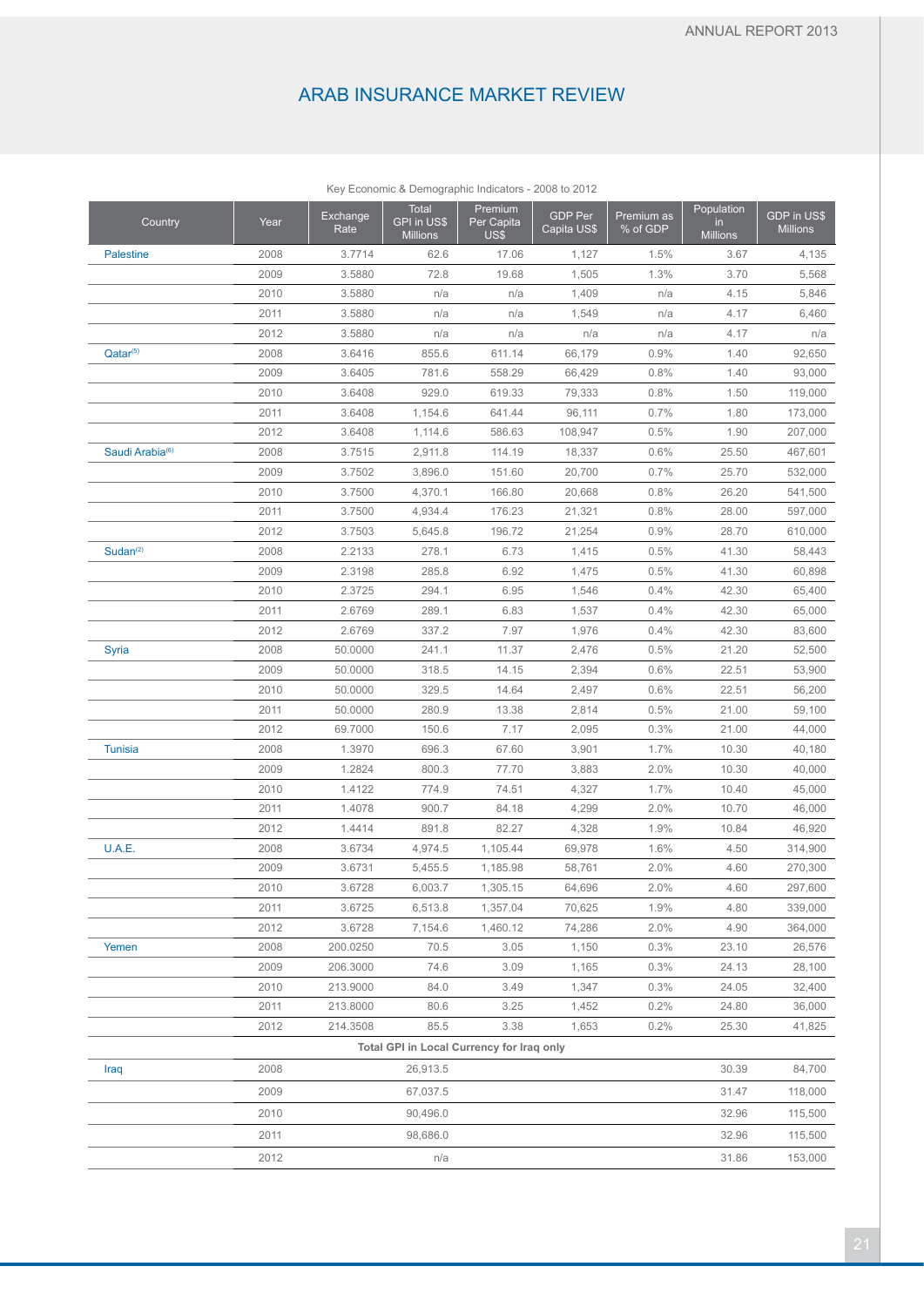## ARAB INSURANCE MARKET REVIEW

Key Economic & Demographic Indicators - 2008 to 2012

| Country | Year | Exchange Rate | Total GPI in US$ Millions | Premium Per Capita US$ | GDP Per Capita US$ | Premium as % of GDP | Population in Millions | GDP in US$ Millions |
|---|---|---|---|---|---|---|---|---|
| Palestine | 2008 | 3.7714 | 62.6 | 17.06 | 1,127 | 1.5% | 3.67 | 4,135 |
| | 2009 | 3.5880 | 72.8 | 19.68 | 1,505 | 1.3% | 3.70 | 5,568 |
| | 2010 | 3.5880 | n/a | n/a | 1,409 | n/a | 4.15 | 5,846 |
| | 2011 | 3.5880 | n/a | n/a | 1,549 | n/a | 4.17 | 6,460 |
| | 2012 | 3.5880 | n/a | n/a | n/a | n/a | 4.17 | n/a |
| Qatar[5] | 2008 | 3.6416 | 855.6 | 611.14 | 66,179 | 0.9% | 1.40 | 92,650 |
| | 2009 | 3.6405 | 781.6 | 558.29 | 66,429 | 0.8% | 1.40 | 93,000 |
| | 2010 | 3.6408 | 929.0 | 619.33 | 79,333 | 0.8% | 1.50 | 119,000 |
| | 2011 | 3.6408 | 1,154.6 | 641.44 | 96,111 | 0.7% | 1.80 | 173,000 |
| | 2012 | 3.6408 | 1,114.6 | 586.63 | 108,947 | 0.5% | 1.90 | 207,000 |
| Saudi Arabia[6] | 2008 | 3.7515 | 2,911.8 | 114.19 | 18,337 | 0.6% | 25.50 | 467,601 |
| | 2009 | 3.7502 | 3,896.0 | 151.60 | 20,700 | 0.7% | 25.70 | 532,000 |
| | 2010 | 3.7500 | 4,370.1 | 166.80 | 20,668 | 0.8% | 26.20 | 541,500 |
| | 2011 | 3.7500 | 4,934.4 | 176.23 | 21,321 | 0.8% | 28.00 | 597,000 |
| | 2012 | 3.7503 | 5,645.8 | 196.72 | 21,254 | 0.9% | 28.70 | 610,000 |
| Sudan[2] | 2008 | 2.2133 | 278.1 | 6.73 | 1,415 | 0.5% | 41.30 | 58,443 |
| | 2009 | 2.3198 | 285.8 | 6.92 | 1,475 | 0.5% | 41.30 | 60,898 |
| | 2010 | 2.3725 | 294.1 | 6.95 | 1,546 | 0.4% | 42.30 | 65,400 |
| | 2011 | 2.6769 | 289.1 | 6.83 | 1,537 | 0.4% | 42.30 | 65,000 |
| | 2012 | 2.6769 | 337.2 | 7.97 | 1,976 | 0.4% | 42.30 | 83,600 |
| Syria | 2008 | 50.0000 | 241.1 | 11.37 | 2,476 | 0.5% | 21.20 | 52,500 |
| | 2009 | 50.0000 | 318.5 | 14.15 | 2,394 | 0.6% | 22.51 | 53,900 |
| | 2010 | 50.0000 | 329.5 | 14.64 | 2,497 | 0.6% | 22.51 | 56,200 |
| | 2011 | 50.0000 | 280.9 | 13.38 | 2,814 | 0.5% | 21.00 | 59,100 |
| | 2012 | 69.7000 | 150.6 | 7.17 | 2,095 | 0.3% | 21.00 | 44,000 |
| Tunisia | 2008 | 1.3970 | 696.3 | 67.60 | 3,901 | 1.7% | 10.30 | 40,180 |
| | 2009 | 1.2824 | 800.3 | 77.70 | 3,883 | 2.0% | 10.30 | 40,000 |
| | 2010 | 1.4122 | 774.9 | 74.51 | 4,327 | 1.7% | 10.40 | 45,000 |
| | 2011 | 1.4078 | 900.7 | 84.18 | 4,299 | 2.0% | 10.70 | 46,000 |
| | 2012 | 1.4414 | 891.8 | 82.27 | 4,328 | 1.9% | 10.84 | 46,920 |
| U.A.E. | 2008 | 3.6734 | 4,974.5 | 1,105.44 | 69,978 | 1.6% | 4.50 | 314,900 |
| | 2009 | 3.6731 | 5,455.5 | 1,185.98 | 58,761 | 2.0% | 4.60 | 270,300 |
| | 2010 | 3.6728 | 6,003.7 | 1,305.15 | 64,696 | 2.0% | 4.60 | 297,600 |
| | 2011 | 3.6725 | 6,513.8 | 1,357.04 | 70,625 | 1.9% | 4.80 | 339,000 |
| | 2012 | 3.6728 | 7,154.6 | 1,460.12 | 74,286 | 2.0% | 4.90 | 364,000 |
| Yemen | 2008 | 200.0250 | 70.5 | 3.05 | 1,150 | 0.3% | 23.10 | 26,576 |
| | 2009 | 206.3000 | 74.6 | 3.09 | 1,165 | 0.3% | 24.13 | 28,100 |
| | 2010 | 213.9000 | 84.0 | 3.49 | 1,347 | 0.3% | 24.05 | 32,400 |
| | 2011 | 213.8000 | 80.6 | 3.25 | 1,452 | 0.2% | 24.80 | 36,000 |
| | 2012 | 214.3508 | 85.5 | 3.38 | 1,653 | 0.2% | 25.30 | 41,825 |
| | | | **Total GPI in Local Currency for Iraq only** | | | | | |
| Iraq | 2008 | | 26,913.5 | | | | 30.39 | 84,700 |
| | 2009 | | 67,037.5 | | | | 31.47 | 118,000 |
| | 2010 | | 90,496.0 | | | | 32.96 | 115,500 |
| | 2011 | | 98,686.0 | | | | 32.96 | 115,500 |
| | 2012 | | n/a | | | | 31.86 | 153,000 |